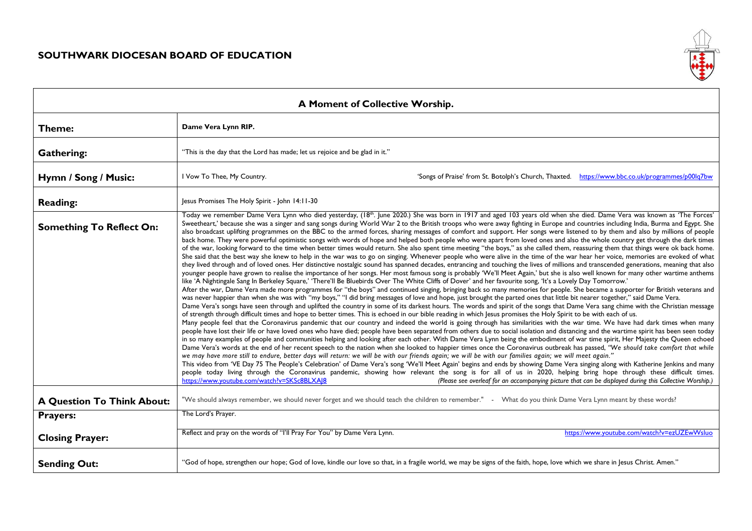# SOUTHWARK DIOCESAN BOARD OF EDUCATION

| A Moment of Collective Worship. | |
|---|---|
| **Theme:** | **Dame Vera Lynn RIP.** |
| **Gathering:** | "This is the day that the Lord has made; let us rejoice and be glad in it." |
| **Hymn / Song / Music:** | I Vow To Thee, My Country. 'Songs of Praise' from St. Botolph's Church, Thaxted. https://www.bbc.co.uk/programmes/p00lq7bw |
| **Reading:** | Jesus Promises The Holy Spirit - John 14:11-30 |
| **Something To Reflect On:** | Today we remember Dame Vera Lynn who died yesterday, (18th. June 2020.) She was born in 1917 and aged 103 years old when she died. Dame Vera was known as 'The Forces' Sweetheart,' because she was a singer and sang songs during World War 2 to the British troops who were away fighting in Europe and countries including India, Burma and Egypt. She also broadcast uplifting programmes on the BBC to the armed forces, sharing messages of comfort and support. Her songs were listened to by them and also by millions of people back home. They were powerful optimistic songs with words of hope and helped both people who were apart from loved ones and also the whole country get through the dark times of the war, looking forward to the time when better times would return. She also spent time meeting "the boys," as she called them, reassuring them that things were ok back home. She said that the best way she knew to help in the war was to go on singing. Whenever people who were alive in the time of the war hear her voice, memories are evoked of what they lived through and of loved ones. Her distinctive nostalgic sound has spanned decades, entrancing and touching the lives of millions and transcended generations, meaning that also younger people have grown to realise the importance of her songs. Her most famous song is probably 'We'll Meet Again,' but she is also well known for many other wartime anthems like 'A Nightingale Sang In Berkeley Square,' 'There'll Be Bluebirds Over The White Cliffs of Dover' and her favourite song, 'It's a Lovely Day Tomorrow.'<br>After the war, Dame Vera made more programmes for "the boys" and continued singing, bringing back so many memories for people. She became a supporter for British veterans and was never happier than when she was with "my boys," "I did bring messages of love and hope, just brought the parted ones that little bit nearer together," said Dame Vera.<br>Dame Vera's songs have seen through and uplifted the country in some of its darkest hours. The words and spirit of the songs that Dame Vera sang chime with the Christian message of strength through difficult times and hope to better times. This is echoed in our bible reading in which Jesus promises the Holy Spirit to be with each of us.<br>Many people feel that the Coronavirus pandemic that our country and indeed the world is going through has similarities with the war time. We have had dark times when many people have lost their life or have loved ones who have died; people have been separated from others due to social isolation and distancing and the wartime spirit has been seen today in so many examples of people and communities helping and looking after each other. With Dame Vera Lynn being the embodiment of war time spirit, Her Majesty the Queen echoed Dame Vera's words at the end of her recent speech to the nation when she looked to happier times once the Coronavirus outbreak has passed, *"We should take comfort that while we may have more still to endure, better days will return: we will be with our friends again; we will be with our families again; we will meet again."*<br>This video from 'VE Day 75 The People's Celebration' of Dame Vera's song 'We'll Meet Again' begins and ends by showing Dame Vera singing along with Katherine Jenkins and many people today living through the Coronavirus pandemic, showing how relevant the song is for all of us in 2020, helping bring hope through these difficult times. https://www.youtube.com/watch?v=SKSc8BLXAJ8 *(Please see overleaf for an accompanying picture that can be displayed during this Collective Worship.)* |
| **A Question To Think About:** | "We should always remember, we should never forget and we should teach the children to remember." - What do you think Dame Vera Lynn meant by these words? |
| **Prayers:** | The Lord's Prayer. |
| **Closing Prayer:** | Reflect and pray on the words of "I'll Pray For You" by Dame Vera Lynn. https://www.youtube.com/watch?v=ezUZEwWsluo |
| **Sending Out:** | "God of hope, strengthen our hope; God of love, kindle our love so that, in a fragile world, we may be signs of the faith, hope, love which we share in Jesus Christ. Amen." |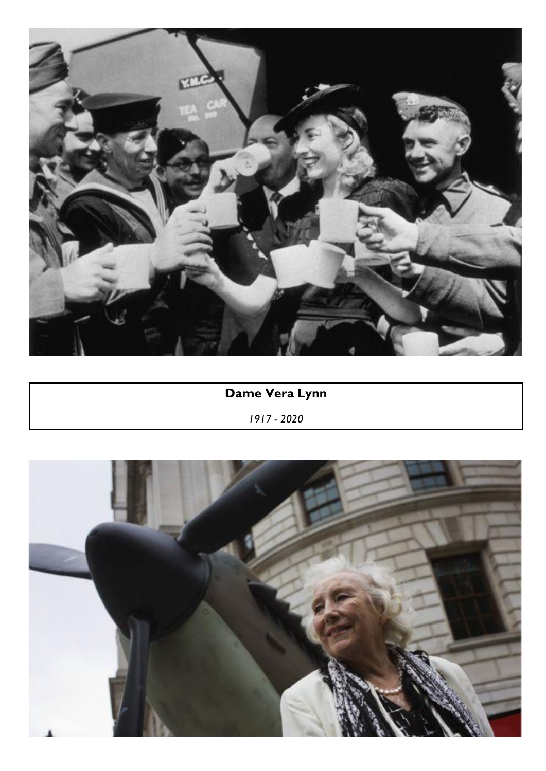**Dame Vera Lynn**

*1917 - 2020*